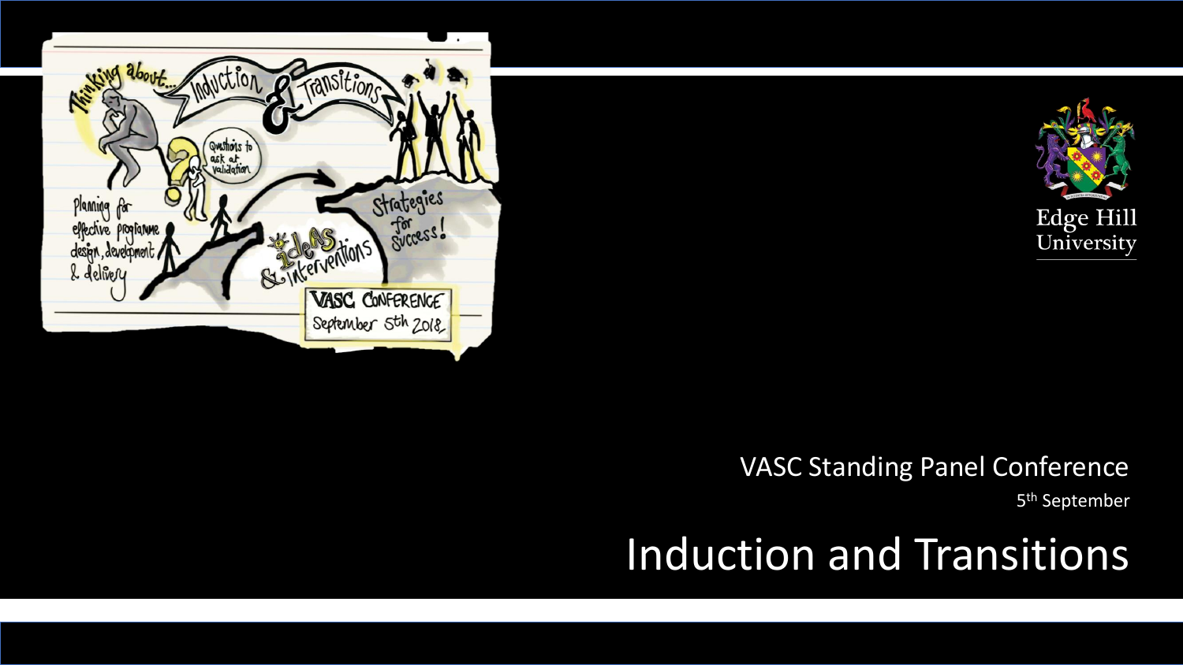VASC Standing Panel Conference

5th September

# Induction and Transitions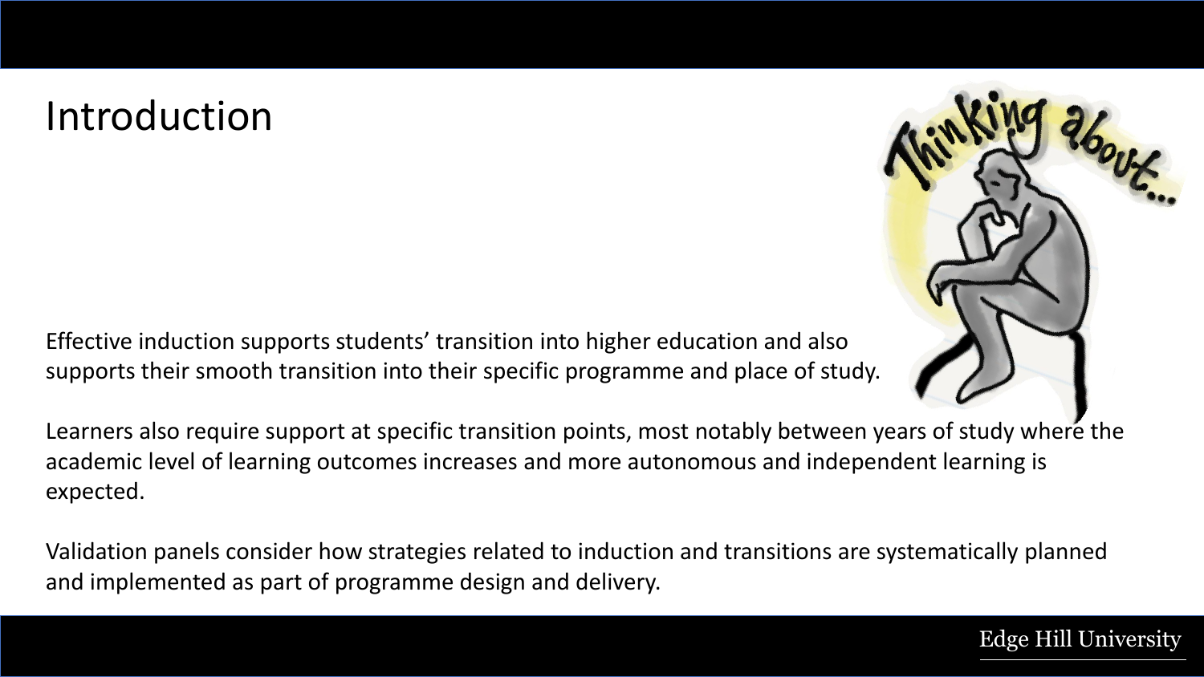# Introduction

Effective induction supports students' transition into higher education and also supports their smooth transition into their specific programme and place of study.

Learners also require support at specific transition points, most notably between years of study where the academic level of learning outcomes increases and more autonomous and independent learning is expected.

Validation panels consider how strategies related to induction and transitions are systematically planned and implemented as part of programme design and delivery.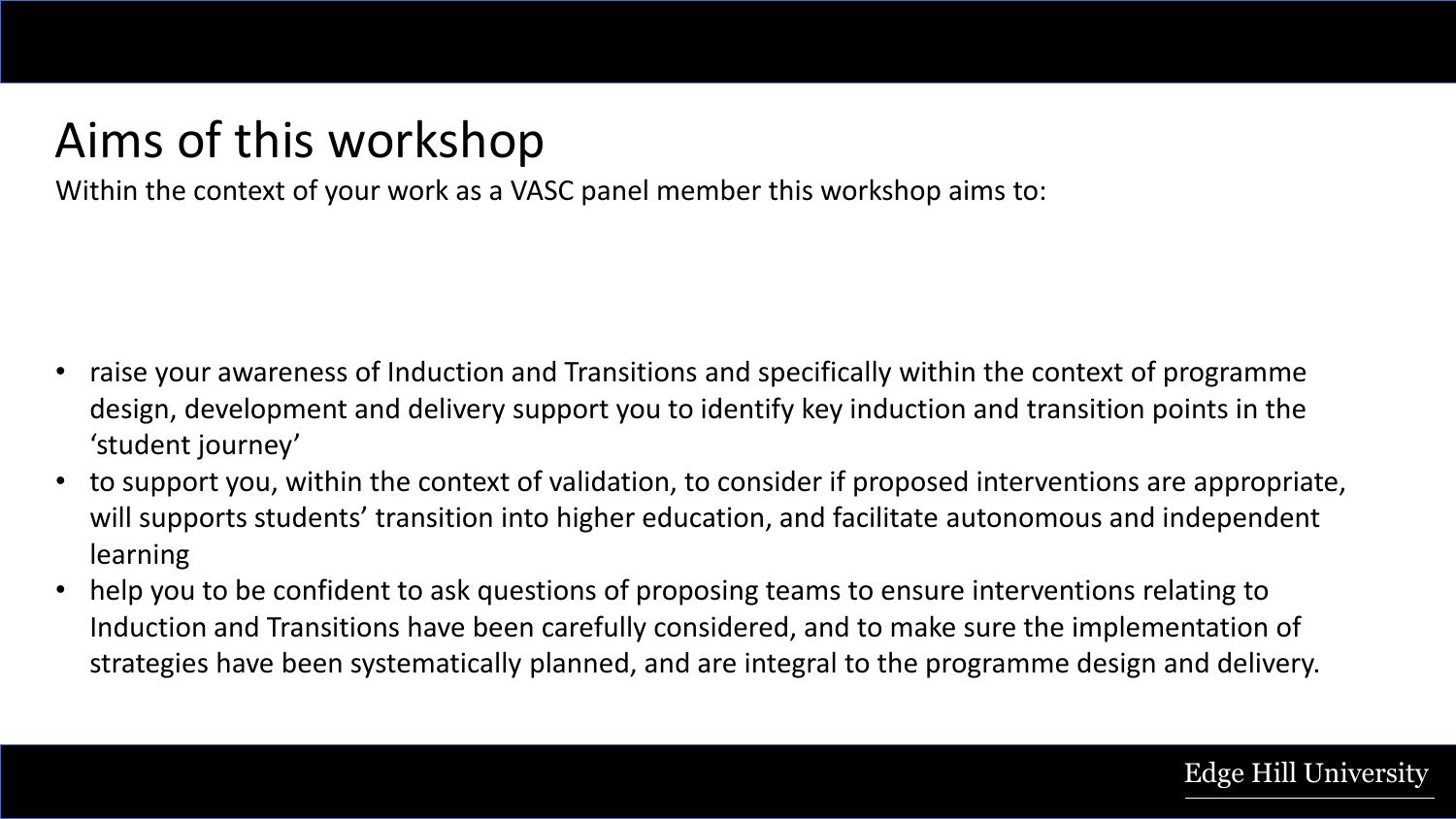# Aims of this workshop

Within the context of your work as a VASC panel member this workshop aims to:

- raise your awareness of Induction and Transitions and specifically within the context of programme design, development and delivery support you to identify key induction and transition points in the 'student journey'
- to support you, within the context of validation, to consider if proposed interventions are appropriate, will supports students' transition into higher education, and facilitate autonomous and independent learning
- help you to be confident to ask questions of proposing teams to ensure interventions relating to Induction and Transitions have been carefully considered, and to make sure the implementation of strategies have been systematically planned, and are integral to the programme design and delivery.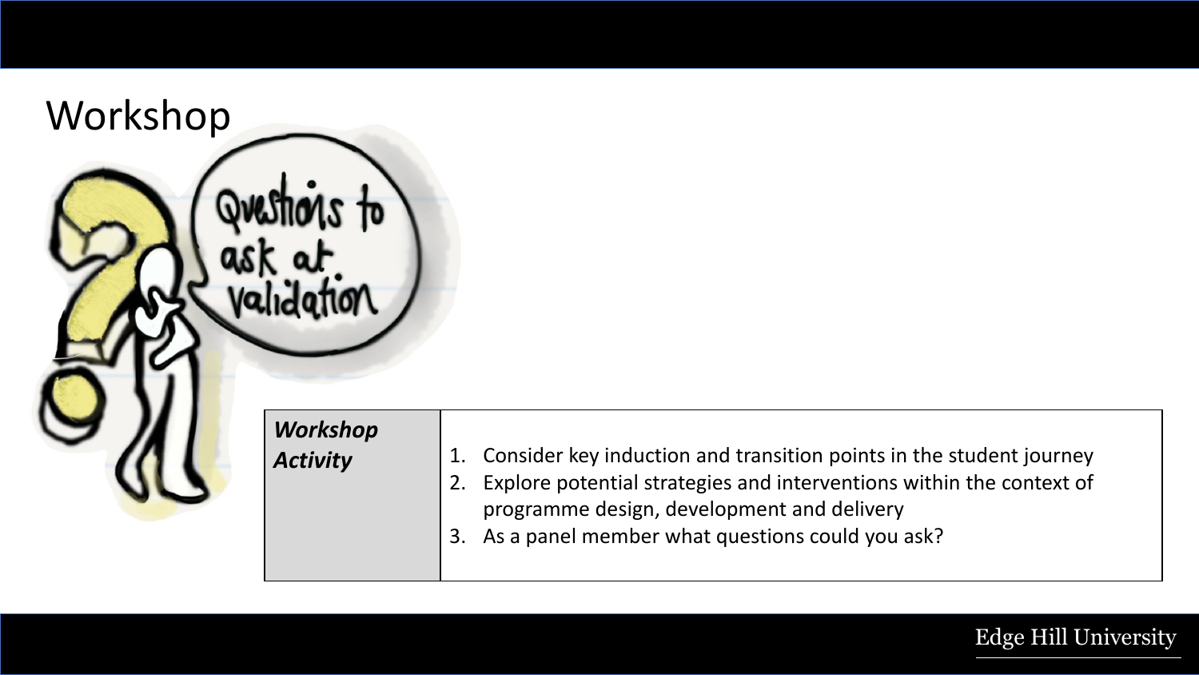# Workshop

Questions to ask at validation

| *Workshop Activity* | 1. Consider key induction and transition points in the student journey<br>2. Explore potential strategies and interventions within the context of programme design, development and delivery<br>3. As a panel member what questions could you ask? |
| --- | --- |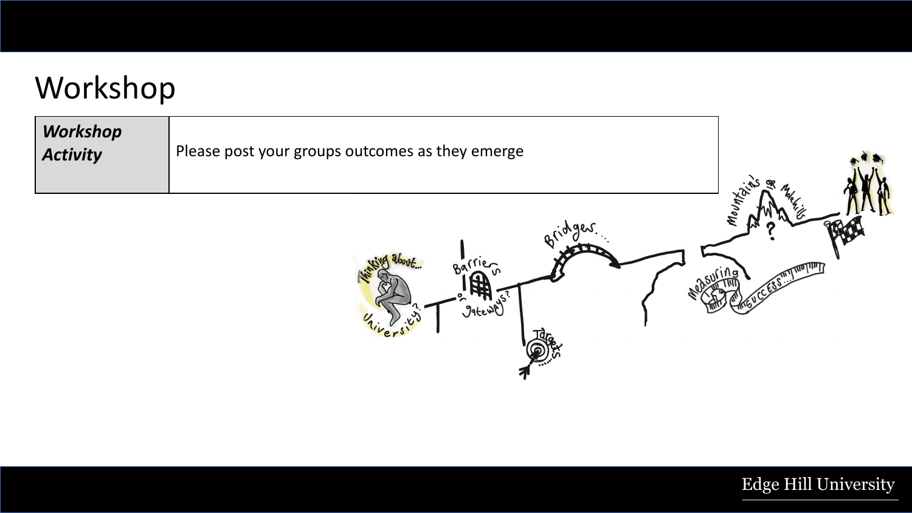# Workshop

| *Workshop Activity* | Please post your groups outcomes as they emerge |
|---|---|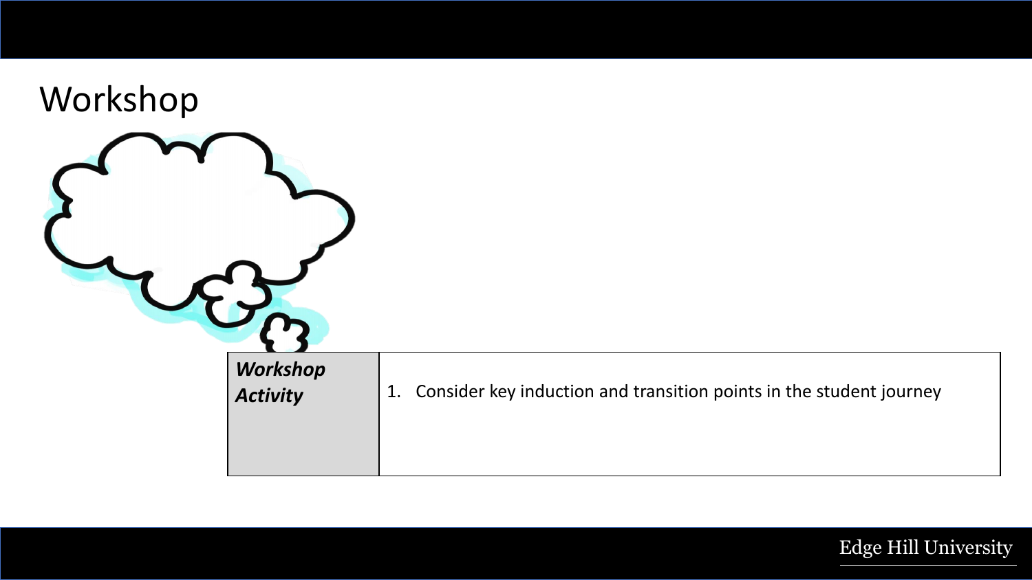# Workshop

| *Workshop Activity* | 1. Consider key induction and transition points in the student journey |
| --- | --- |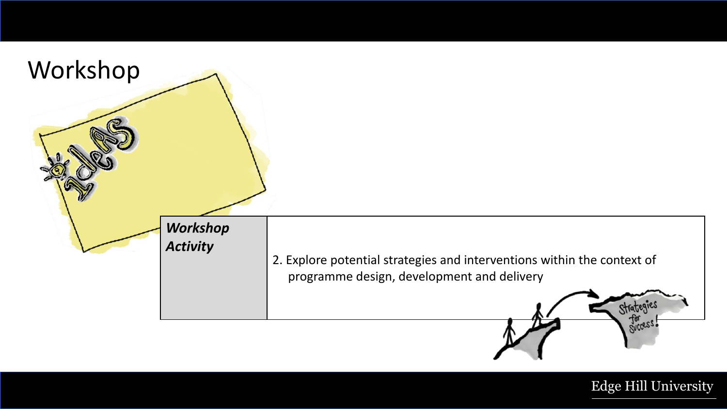# Workshop

| ***Workshop Activity*** | 2. Explore potential strategies and interventions within the context of programme design, development and delivery |
|---|---|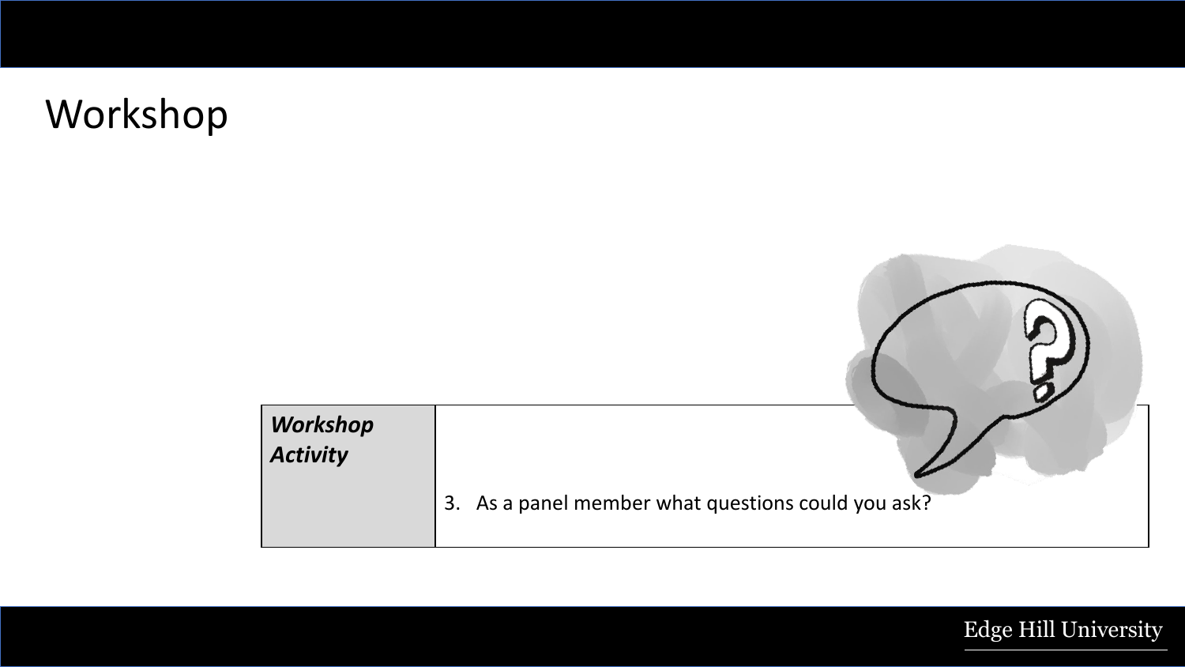# Workshop

| *Workshop Activity* | 3. As a panel member what questions could you ask? |
| --- | --- |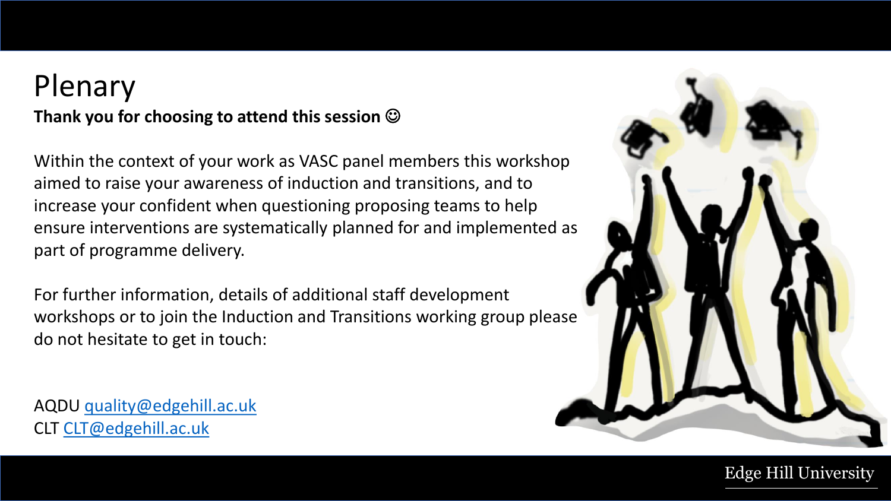# Plenary

**Thank you for choosing to attend this session ☺**

Within the context of your work as VASC panel members this workshop aimed to raise your awareness of induction and transitions, and to increase your confident when questioning proposing teams to help ensure interventions are systematically planned for and implemented as part of programme delivery.

For further information, details of additional staff development workshops or to join the Induction and Transitions working group please do not hesitate to get in touch:

AQDU quality@edgehill.ac.uk
CLT CLT@edgehill.ac.uk